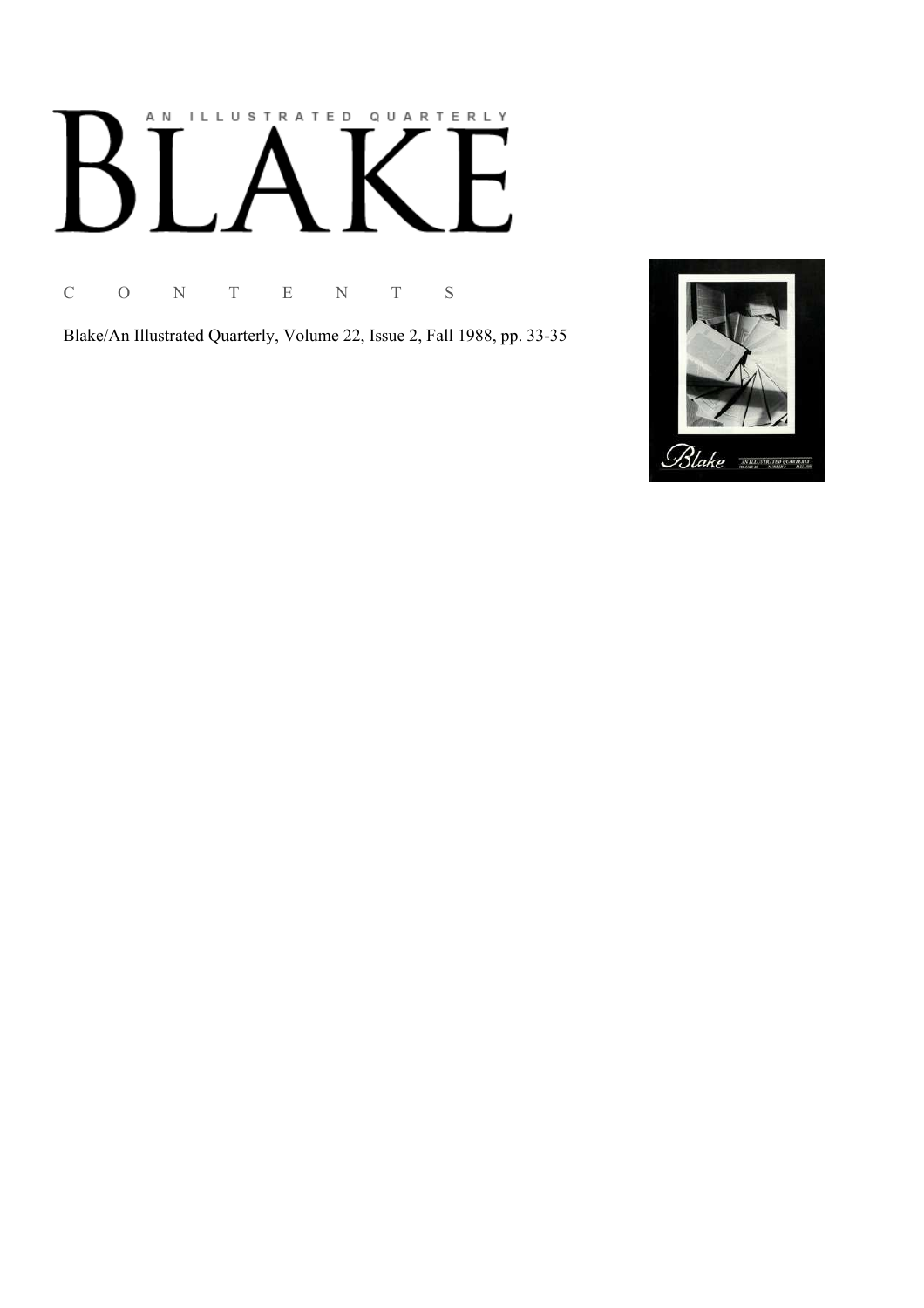AN ILLUSTRATED QUARTERLY

# BLAKE

C O N T E N T S

Blake/An Illustrated Quarterly, Volume 22, Issue 2, Fall 1988, pp. 33-35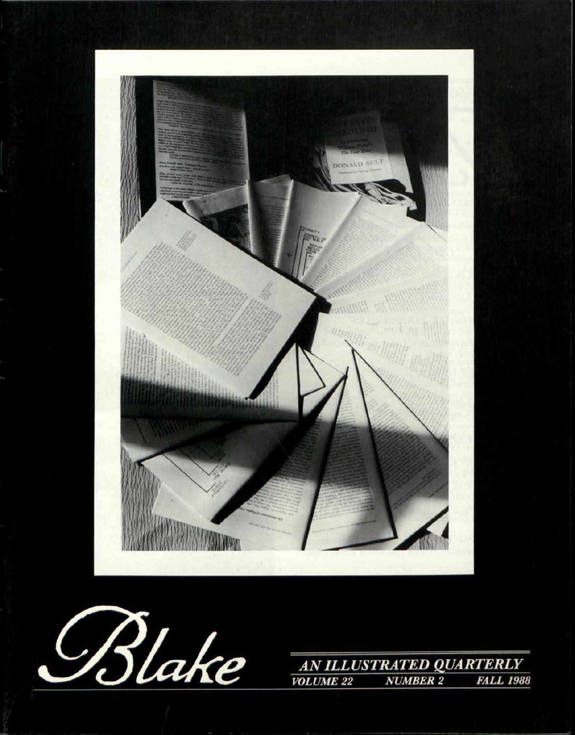# Blake

AN ILLUSTRATED QUARTERLY

VOLUME 22 NUMBER 2 FALL 1988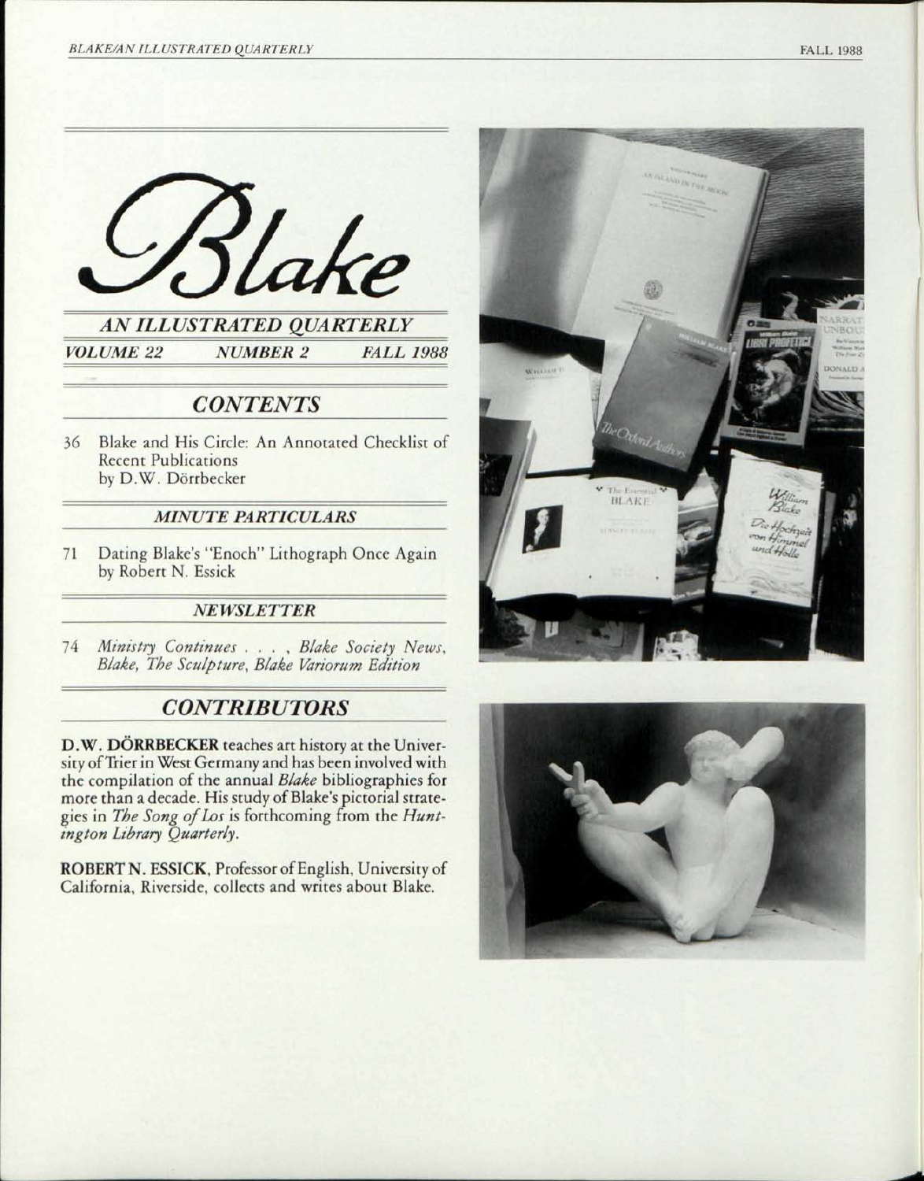# Blake

## AN ILLUSTRATED QUARTERLY

***VOLUME 22 NUMBER 2 FALL 1988***

## *CONTENTS*

36 Blake and His Circle: An Annotated Checklist of Recent Publications
by D.W. Dörrbecker

### *MINUTE PARTICULARS*

71 Dating Blake's "Enoch" Lithograph Once Again
by Robert N. Essick

### *NEWSLETTER*

74 *Ministry Continues . . . , Blake Society News, Blake, The Sculpture, Blake Variorum Edition*

## *CONTRIBUTORS*

**D.W. DÖRRBECKER** teaches art history at the University of Trier in West Germany and has been involved with the compilation of the annual *Blake* bibliographies for more than a decade. His study of Blake's pictorial strategies in *The Song of Los* is forthcoming from the *Huntington Library Quarterly*.

**ROBERT N. ESSICK**, Professor of English, University of California, Riverside, collects and writes about Blake.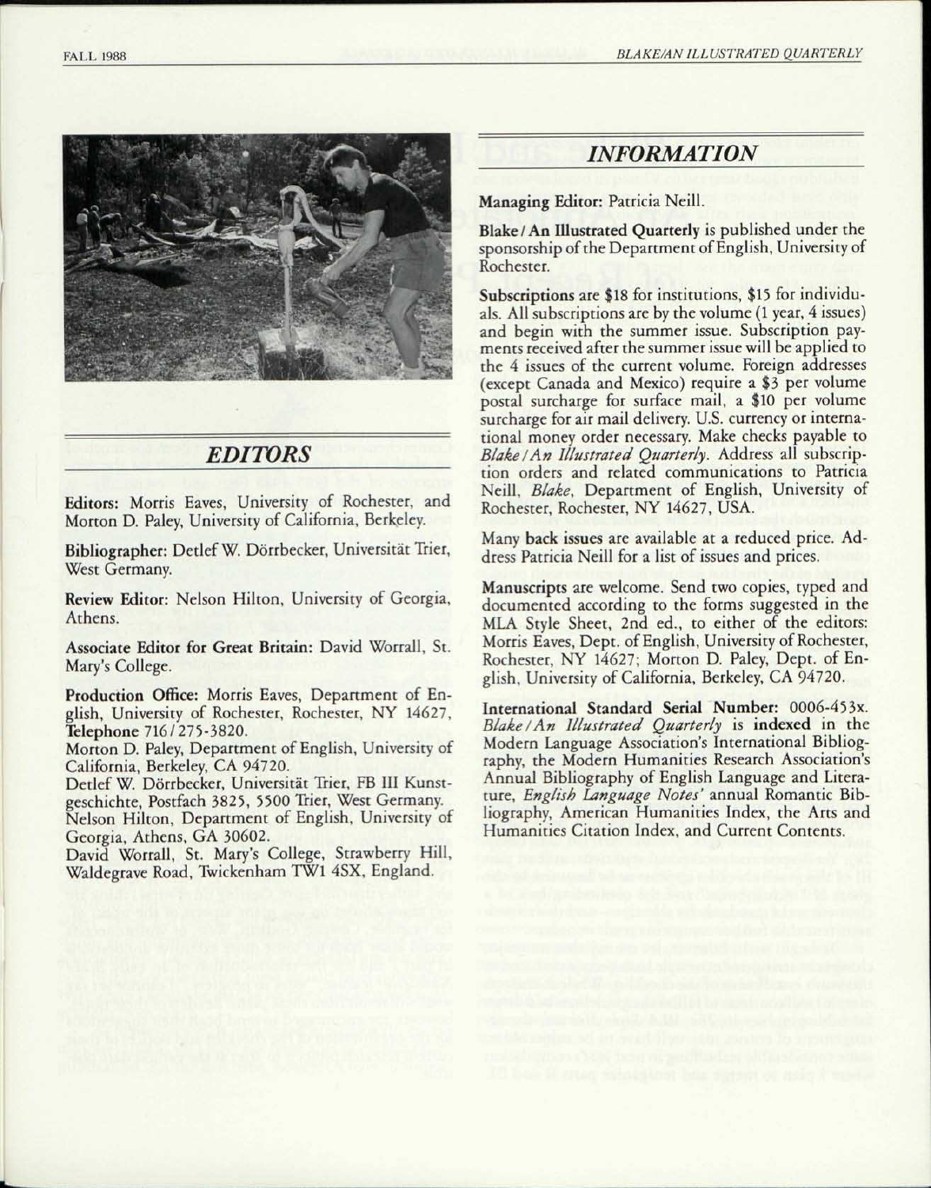## EDITORS

**Editors:** Morris Eaves, University of Rochester, and Morton D. Paley, University of California, Berkeley.

**Bibliographer:** Detlef W. Dörrbecker, Universität Trier, West Germany.

**Review Editor:** Nelson Hilton, University of Georgia, Athens.

**Associate Editor for Great Britain:** David Worrall, St. Mary's College.

**Production Office:** Morris Eaves, Department of English, University of Rochester, Rochester, NY 14627, **Telephone** 716/275-3820.

Morton D. Paley, Department of English, University of California, Berkeley, CA 94720.

Detlef W. Dörrbecker, Universität Trier, FB III Kunstgeschichte, Postfach 3825, 5500 Trier, West Germany.

Nelson Hilton, Department of English, University of Georgia, Athens, GA 30602.

David Worrall, St. Mary's College, Strawberry Hill, Waldegrave Road, Twickenham TW1 4SX, England.

## INFORMATION

**Managing Editor:** Patricia Neill.

**Blake / An Illustrated Quarterly** is published under the sponsorship of the Department of English, University of Rochester.

**Subscriptions** are $18 for institutions, $15 for individuals. All subscriptions are by the volume (1 year, 4 issues) and begin with the summer issue. Subscription payments received after the summer issue will be applied to the 4 issues of the current volume. Foreign addresses (except Canada and Mexico) require a $3 per volume postal surcharge for surface mail, a $10 per volume surcharge for air mail delivery. U.S. currency or international money order necessary. Make checks payable to *Blake / An Illustrated Quarterly*. Address all subscription orders and related communications to Patricia Neill, *Blake*, Department of English, University of Rochester, Rochester, NY 14627, USA.

Many **back issues** are available at a reduced price. Address Patricia Neill for a list of issues and prices.

**Manuscripts** are welcome. Send two copies, typed and documented according to the forms suggested in the MLA Style Sheet, 2nd ed., to either of the editors: Morris Eaves, Dept. of English, University of Rochester, Rochester, NY 14627; Morton D. Paley, Dept. of English, University of California, Berkeley, CA 94720.

**International Standard Serial Number:** 0006-453x. *Blake / An Illustrated Quarterly* is **indexed** in the Modern Language Association's International Bibliography, the Modern Humanities Research Association's Annual Bibliography of English Language and Literature, *English Language Notes'* annual Romantic Bibliography, American Humanities Index, the Arts and Humanities Citation Index, and Current Contents.